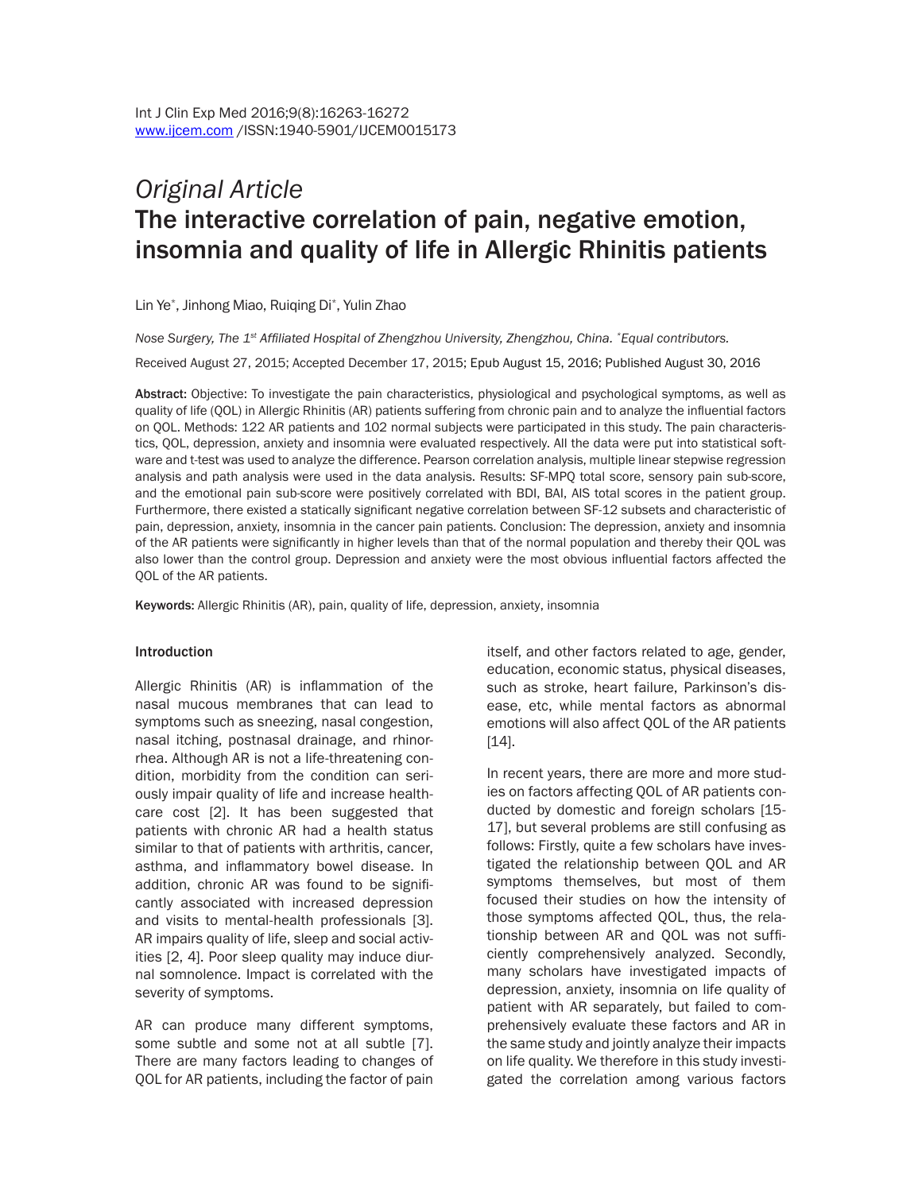*Original Article*

# The interactive correlation of pain, negative emotion, insomnia and quality of life in Allergic Rhinitis patients

Lin Ye[*], Jinhong Miao, Ruiqing Di[*], Yulin Zhao

*Nose Surgery, The 1[st] Affiliated Hospital of Zhengzhou University, Zhengzhou, China. [*]Equal contributors.*

Received August 27, 2015; Accepted December 17, 2015; Epub August 15, 2016; Published August 30, 2016

**Abstract:** Objective: To investigate the pain characteristics, physiological and psychological symptoms, as well as quality of life (QOL) in Allergic Rhinitis (AR) patients suffering from chronic pain and to analyze the influential factors on QOL. Methods: 122 AR patients and 102 normal subjects were participated in this study. The pain characteristics, QOL, depression, anxiety and insomnia were evaluated respectively. All the data were put into statistical software and t-test was used to analyze the difference. Pearson correlation analysis, multiple linear stepwise regression analysis and path analysis were used in the data analysis. Results: SF-MPQ total score, sensory pain sub-score, and the emotional pain sub-score were positively correlated with BDI, BAI, AIS total scores in the patient group. Furthermore, there existed a statically significant negative correlation between SF-12 subsets and characteristic of pain, depression, anxiety, insomnia in the cancer pain patients. Conclusion: The depression, anxiety and insomnia of the AR patients were significantly in higher levels than that of the normal population and thereby their QOL was also lower than the control group. Depression and anxiety were the most obvious influential factors affected the QOL of the AR patients.

**Keywords:** Allergic Rhinitis (AR), pain, quality of life, depression, anxiety, insomnia

## Introduction

Allergic Rhinitis (AR) is inflammation of the nasal mucous membranes that can lead to symptoms such as sneezing, nasal congestion, nasal itching, postnasal drainage, and rhinorrhea. Although AR is not a life-threatening condition, morbidity from the condition can seriously impair quality of life and increase healthcare cost [2]. It has been suggested that patients with chronic AR had a health status similar to that of patients with arthritis, cancer, asthma, and inflammatory bowel disease. In addition, chronic AR was found to be significantly associated with increased depression and visits to mental-health professionals [3]. AR impairs quality of life, sleep and social activities [2, 4]. Poor sleep quality may induce diurnal somnolence. Impact is correlated with the severity of symptoms.

AR can produce many different symptoms, some subtle and some not at all subtle [7]. There are many factors leading to changes of QOL for AR patients, including the factor of pain itself, and other factors related to age, gender, education, economic status, physical diseases, such as stroke, heart failure, Parkinson's disease, etc, while mental factors as abnormal emotions will also affect QOL of the AR patients [14].

In recent years, there are more and more studies on factors affecting QOL of AR patients conducted by domestic and foreign scholars [15-17], but several problems are still confusing as follows: Firstly, quite a few scholars have investigated the relationship between QOL and AR symptoms themselves, but most of them focused their studies on how the intensity of those symptoms affected QOL, thus, the relationship between AR and QOL was not sufficiently comprehensively analyzed. Secondly, many scholars have investigated impacts of depression, anxiety, insomnia on life quality of patient with AR separately, but failed to comprehensively evaluate these factors and AR in the same study and jointly analyze their impacts on life quality. We therefore in this study investigated the correlation among various factors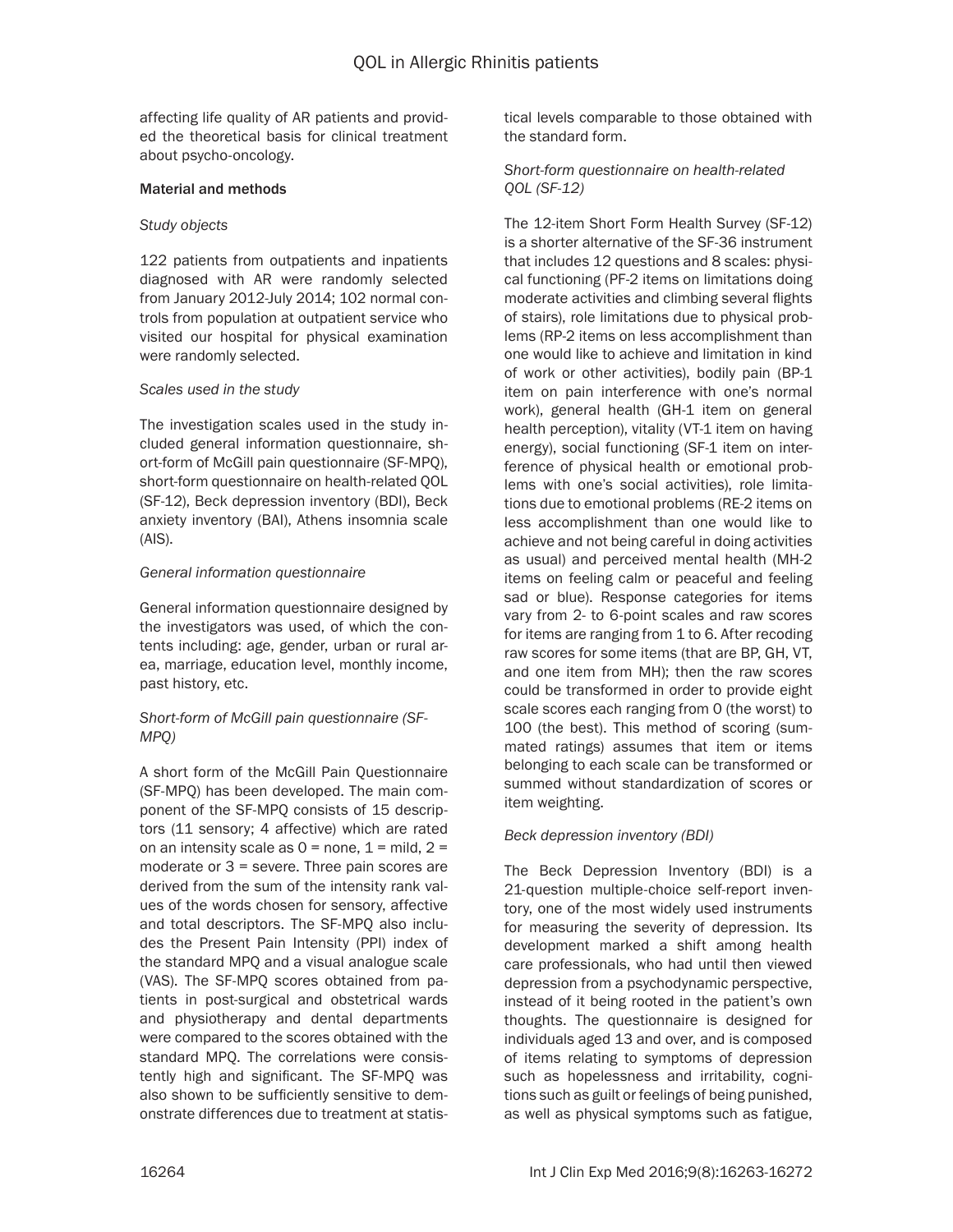affecting life quality of AR patients and provided the theoretical basis for clinical treatment about psycho-oncology.

## Material and methods

### *Study objects*

122 patients from outpatients and inpatients diagnosed with AR were randomly selected from January 2012-July 2014; 102 normal controls from population at outpatient service who visited our hospital for physical examination were randomly selected.

### *Scales used in the study*

The investigation scales used in the study included general information questionnaire, short-form of McGill pain questionnaire (SF-MPQ), short-form questionnaire on health-related QOL (SF-12), Beck depression inventory (BDI), Beck anxiety inventory (BAI), Athens insomnia scale (AIS).

### *General information questionnaire*

General information questionnaire designed by the investigators was used, of which the contents including: age, gender, urban or rural area, marriage, education level, monthly income, past history, etc.

### *Short-form of McGill pain questionnaire (SF-MPQ)*

A short form of the McGill Pain Questionnaire (SF-MPQ) has been developed. The main component of the SF-MPQ consists of 15 descriptors (11 sensory; 4 affective) which are rated on an intensity scale as 0 = none, 1 = mild, 2 = moderate or 3 = severe. Three pain scores are derived from the sum of the intensity rank values of the words chosen for sensory, affective and total descriptors. The SF-MPQ also includes the Present Pain Intensity (PPI) index of the standard MPQ and a visual analogue scale (VAS). The SF-MPQ scores obtained from patients in post-surgical and obstetrical wards and physiotherapy and dental departments were compared to the scores obtained with the standard MPQ. The correlations were consistently high and significant. The SF-MPQ was also shown to be sufficiently sensitive to demonstrate differences due to treatment at statistical levels comparable to those obtained with the standard form.

### *Short-form questionnaire on health-related QOL (SF-12)*

The 12-item Short Form Health Survey (SF-12) is a shorter alternative of the SF-36 instrument that includes 12 questions and 8 scales: physical functioning (PF-2 items on limitations doing moderate activities and climbing several flights of stairs), role limitations due to physical problems (RP-2 items on less accomplishment than one would like to achieve and limitation in kind of work or other activities), bodily pain (BP-1 item on pain interference with one's normal work), general health (GH-1 item on general health perception), vitality (VT-1 item on having energy), social functioning (SF-1 item on interference of physical health or emotional problems with one's social activities), role limitations due to emotional problems (RE-2 items on less accomplishment than one would like to achieve and not being careful in doing activities as usual) and perceived mental health (MH-2 items on feeling calm or peaceful and feeling sad or blue). Response categories for items vary from 2- to 6-point scales and raw scores for items are ranging from 1 to 6. After recoding raw scores for some items (that are BP, GH, VT, and one item from MH); then the raw scores could be transformed in order to provide eight scale scores each ranging from 0 (the worst) to 100 (the best). This method of scoring (summated ratings) assumes that item or items belonging to each scale can be transformed or summed without standardization of scores or item weighting.

### *Beck depression inventory (BDI)*

The Beck Depression Inventory (BDI) is a 21-question multiple-choice self-report inventory, one of the most widely used instruments for measuring the severity of depression. Its development marked a shift among health care professionals, who had until then viewed depression from a psychodynamic perspective, instead of it being rooted in the patient's own thoughts. The questionnaire is designed for individuals aged 13 and over, and is composed of items relating to symptoms of depression such as hopelessness and irritability, cognitions such as guilt or feelings of being punished, as well as physical symptoms such as fatigue,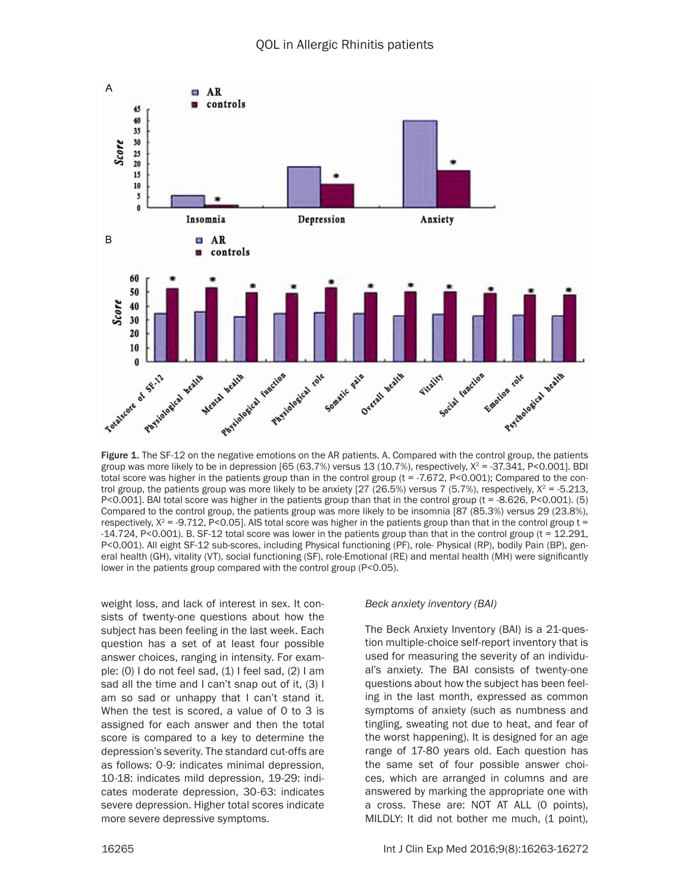Figure 1. The SF-12 on the negative emotions on the AR patients. A. Compared with the control group, the patients group was more likely to be in depression [65 (63.7%) versus 13 (10.7%), respectively, $X^2$ = -37.341, P<0.001]. BDI total score was higher in the patients group than in the control group (t = -7.672, P<0.001); Compared to the control group, the patients group was more likely to be anxiety [27 (26.5%) versus 7 (5.7%), respectively, $X^2$ = -5.213, P<0.001]. BAI total score was higher in the patients group than that in the control group (t = -8.626, P<0.001). (5) Compared to the control group, the patients group was more likely to be insomnia [87 (85.3%) versus 29 (23.8%), respectively, $X^2$ = -9.712, P<0.05]. AIS total score was higher in the patients group than that in the control group t = -14.724, P<0.001). B. SF-12 total score was lower in the patients group than that in the control group (t = 12.291, P<0.001). All eight SF-12 sub-scores, including Physical functioning (PF), role- Physical (RP), bodily Pain (BP), general health (GH), vitality (VT), social functioning (SF), role-Emotional (RE) and mental health (MH) were significantly lower in the patients group compared with the control group (P<0.05).

weight loss, and lack of interest in sex. It consists of twenty-one questions about how the subject has been feeling in the last week. Each question has a set of at least four possible answer choices, ranging in intensity. For example: (0) I do not feel sad, (1) I feel sad, (2) I am sad all the time and I can't snap out of it, (3) I am so sad or unhappy that I can't stand it. When the test is scored, a value of 0 to 3 is assigned for each answer and then the total score is compared to a key to determine the depression's severity. The standard cut-offs are as follows: 0-9: indicates minimal depression, 10-18: indicates mild depression, 19-29: indicates moderate depression, 30-63: indicates severe depression. Higher total scores indicate more severe depressive symptoms.

*Beck anxiety inventory (BAI)*

The Beck Anxiety Inventory (BAI) is a 21-question multiple-choice self-report inventory that is used for measuring the severity of an individual's anxiety. The BAI consists of twenty-one questions about how the subject has been feeling in the last month, expressed as common symptoms of anxiety (such as numbness and tingling, sweating not due to heat, and fear of the worst happening). It is designed for an age range of 17-80 years old. Each question has the same set of four possible answer choices, which are arranged in columns and are answered by marking the appropriate one with a cross. These are: NOT AT ALL (0 points), MILDLY: It did not bother me much, (1 point),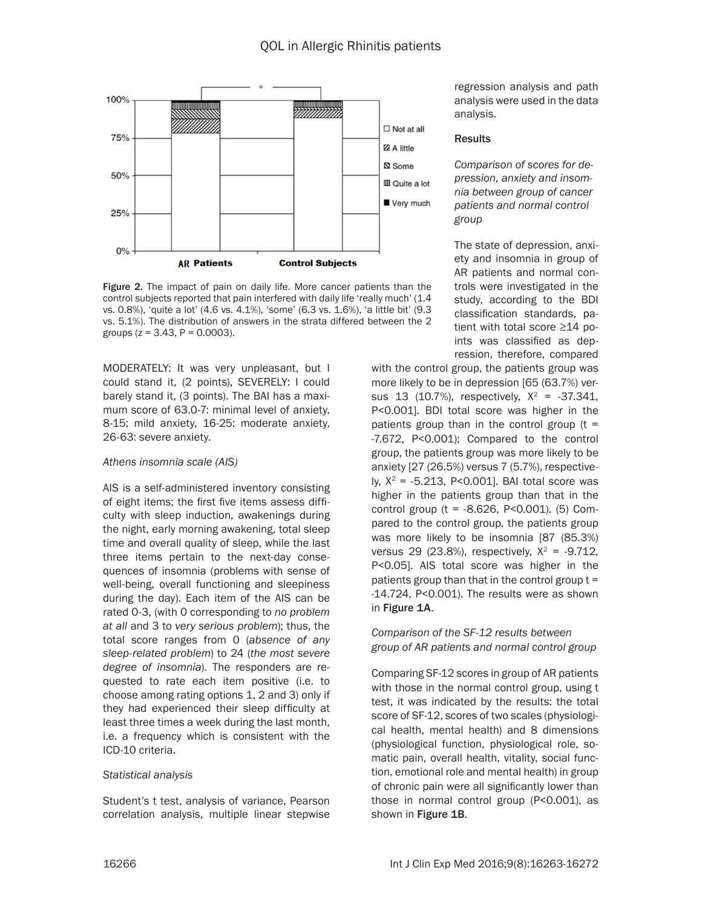Figure 2. The impact of pain on daily life. More cancer patients than the control subjects reported that pain interfered with daily life 'really much' (1.4 vs. 0.8%), 'quite a lot' (4.6 vs. 4.1%), 'some' (6.3 vs. 1.6%), 'a little bit' (9.3 vs. 5.1%). The distribution of answers in the strata differed between the 2 groups (z = 3.43, P = 0.0003).

MODERATELY: It was very unpleasant, but I could stand it, (2 points), SEVERELY: I could barely stand it, (3 points). The BAI has a maximum score of 63.0-7: minimal level of anxiety, 8-15: mild anxiety, 16-25: moderate anxiety, 26-63: severe anxiety.

*Athens insomnia scale (AIS)*

AIS is a self-administered inventory consisting of eight items; the first five items assess difficulty with sleep induction, awakenings during the night, early morning awakening, total sleep time and overall quality of sleep, while the last three items pertain to the next-day consequences of insomnia (problems with sense of well-being, overall functioning and sleepiness during the day). Each item of the AIS can be rated 0-3, (with 0 corresponding to *no problem at all* and 3 to *very serious problem*); thus, the total score ranges from 0 (*absence of any sleep-related problem*) to 24 (*the most severe degree of insomnia*). The responders are requested to rate each item positive (i.e. to choose among rating options 1, 2 and 3) only if they had experienced their sleep difficulty at least three times a week during the last month, i.e. a frequency which is consistent with the ICD-10 criteria.

*Statistical analysis*

Student's t test, analysis of variance, Pearson correlation analysis, multiple linear stepwise regression analysis and path analysis were used in the data analysis.

## Results

*Comparison of scores for depression, anxiety and insomnia between group of cancer patients and normal control group*

The state of depression, anxiety and insomnia in group of AR patients and normal controls were investigated in the study, according to the BDI classification standards, patient with total score ≥14 points was classified as depression, therefore, compared with the control group, the patients group was more likely to be in depression [65 (63.7%) versus 13 (10.7%), respectively, $X^2$ = -37.341, P<0.001]. BDI total score was higher in the patients group than in the control group (t = -7.672, P<0.001); Compared to the control group, the patients group was more likely to be anxiety [27 (26.5%) versus 7 (5.7%), respectively, $X^2$ = -5.213, P<0.001]. BAI total score was higher in the patients group than that in the control group (t = -8.626, P<0.001). (5) Compared to the control group, the patients group was more likely to be insomnia [87 (85.3%) versus 29 (23.8%), respectively, $X^2$ = -9.712, P<0.05]. AIS total score was higher in the patients group than that in the control group t = -14.724, P<0.001). The results were as shown in **Figure 1A**.

*Comparison of the SF-12 results between group of AR patients and normal control group*

Comparing SF-12 scores in group of AR patients with those in the normal control group, using t test, it was indicated by the results: the total score of SF-12, scores of two scales (physiological health, mental health) and 8 dimensions (physiological function, physiological role, somatic pain, overall health, vitality, social function, emotional role and mental health) in group of chronic pain were all significantly lower than those in normal control group (P<0.001), as shown in **Figure 1B**.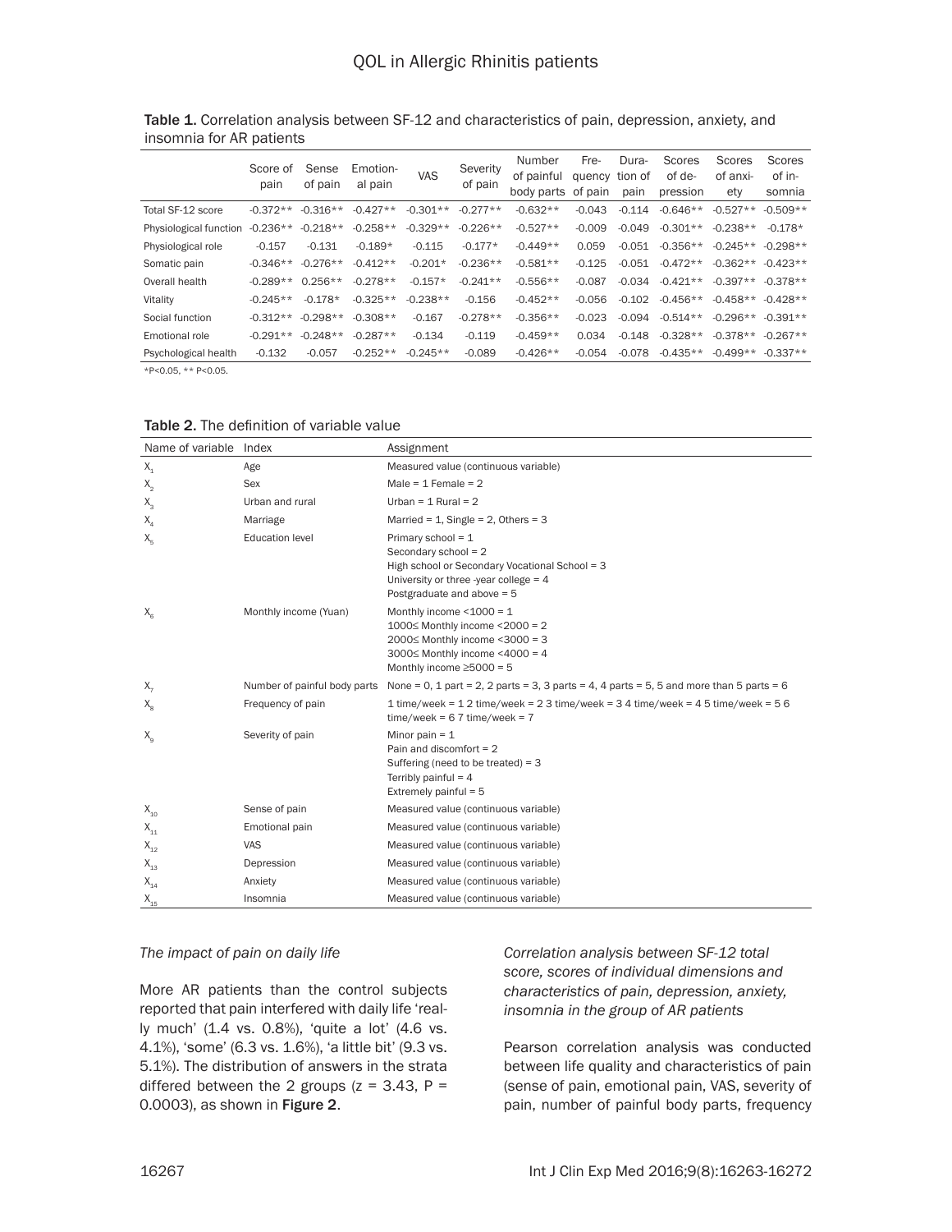**Table 1.** Correlation analysis between SF-12 and characteristics of pain, depression, anxiety, and insomnia for AR patients

| | Score of pain | Sense of pain | Emotional pain | VAS | Severity of pain | Number of painful body parts | Frequency of pain | Duration of pain | Scores of depression | Scores of anxiety | Scores of insomnia |
|---|---|---|---|---|---|---|---|---|---|---|---|
| Total SF-12 score | -0.372** | -0.316** | -0.427** | -0.301** | -0.277** | -0.632** | -0.043 | -0.114 | -0.646** | -0.527** | -0.509** |
| Physiological function | -0.236** | -0.218** | -0.258** | -0.329** | -0.226** | -0.527** | -0.009 | -0.049 | -0.301** | -0.238** | -0.178* |
| Physiological role | -0.157 | -0.131 | -0.189* | -0.115 | -0.177* | -0.449** | 0.059 | -0.051 | -0.356** | -0.245** | -0.298** |
| Somatic pain | -0.346** | -0.276** | -0.412** | -0.201* | -0.236** | -0.581** | -0.125 | -0.051 | -0.472** | -0.362** | -0.423** |
| Overall health | -0.289** | 0.256** | -0.278** | -0.157* | -0.241** | -0.556** | -0.087 | -0.034 | -0.421** | -0.397** | -0.378** |
| Vitality | -0.245** | -0.178* | -0.325** | -0.238** | -0.156 | -0.452** | -0.056 | -0.102 | -0.456** | -0.458** | -0.428** |
| Social function | -0.312** | -0.298** | -0.308** | -0.167 | -0.278** | -0.356** | -0.023 | -0.094 | -0.514** | -0.296** | -0.391** |
| Emotional role | -0.291** | -0.248** | -0.287** | -0.134 | -0.119 | -0.459** | 0.034 | -0.148 | -0.328** | -0.378** | -0.267** |
| Psychological health | -0.132 | -0.057 | -0.252** | -0.245** | -0.089 | -0.426** | -0.054 | -0.078 | -0.435** | -0.499** | -0.337** |

*P<0.05, ** P<0.05.

**Table 2.** The definition of variable value

| Name of variable | Index | Assignment |
|---|---|---|
| $X_1$ | Age | Measured value (continuous variable) |
| $X_2$ | Sex | Male = 1 Female = 2 |
| $X_3$ | Urban and rural | Urban = 1 Rural = 2 |
| $X_4$ | Marriage | Married = 1, Single = 2, Others = 3 |
| $X_5$ | Education level | Primary school = 1<br>Secondary school = 2<br>High school or Secondary Vocational School = 3<br>University or three -year college = 4<br>Postgraduate and above = 5 |
| $X_6$ | Monthly income (Yuan) | Monthly income <1000 = 1<br>1000≤ Monthly income <2000 = 2<br>2000≤ Monthly income <3000 = 3<br>3000≤ Monthly income <4000 = 4<br>Monthly income ≥5000 = 5 |
| $X_7$ | Number of painful body parts | None = 0, 1 part = 2, 2 parts = 3, 3 parts = 4, 4 parts = 5, 5 and more than 5 parts = 6 |
| $X_8$ | Frequency of pain | 1 time/week = 1 2 time/week = 2 3 time/week = 3 4 time/week = 4 5 time/week = 5 6 time/week = 6 7 time/week = 7 |
| $X_9$ | Severity of pain | Minor pain = 1<br>Pain and discomfort = 2<br>Suffering (need to be treated) = 3<br>Terribly painful = 4<br>Extremely painful = 5 |
| $X_{10}$ | Sense of pain | Measured value (continuous variable) |
| $X_{11}$ | Emotional pain | Measured value (continuous variable) |
| $X_{12}$ | VAS | Measured value (continuous variable) |
| $X_{13}$ | Depression | Measured value (continuous variable) |
| $X_{14}$ | Anxiety | Measured value (continuous variable) |
| $X_{15}$ | Insomnia | Measured value (continuous variable) |

*The impact of pain on daily life*

More AR patients than the control subjects reported that pain interfered with daily life 'really much' (1.4 vs. 0.8%), 'quite a lot' (4.6 vs. 4.1%), 'some' (6.3 vs. 1.6%), 'a little bit' (9.3 vs. 5.1%). The distribution of answers in the strata differed between the 2 groups ($z = 3.43$, $P = 0.0003$), as shown in **Figure 2**.

*Correlation analysis between SF-12 total score, scores of individual dimensions and characteristics of pain, depression, anxiety, insomnia in the group of AR patients*

Pearson correlation analysis was conducted between life quality and characteristics of pain (sense of pain, emotional pain, VAS, severity of pain, number of painful body parts, frequency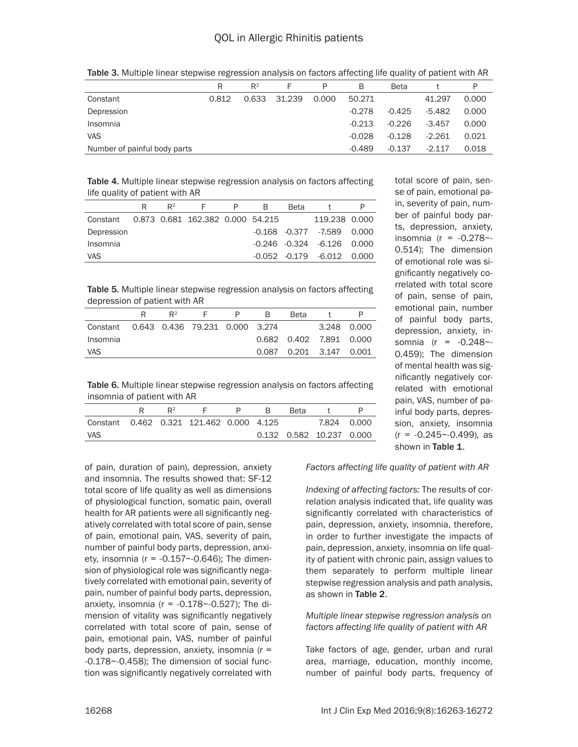**Table 3.** Multiple linear stepwise regression analysis on factors affecting life quality of patient with AR

| | R | $R^2$ | F | P | B | Beta | t | P |
|---|---|---|---|---|---|---|---|---|
| Constant | 0.812 | 0.633 | 31.239 | 0.000 | 50.271 | | 41.297 | 0.000 |
| Depression | | | | | -0.278 | -0.425 | -5.482 | 0.000 |
| Insomnia | | | | | -0.213 | -0.226 | -3.457 | 0.000 |
| VAS | | | | | -0.028 | -0.128 | -2.261 | 0.021 |
| Number of painful body parts | | | | | -0.489 | -0.137 | -2.117 | 0.018 |

**Table 4.** Multiple linear stepwise regression analysis on factors affecting life quality of patient with AR

| | R | $R^2$ | F | P | B | Beta | t | P |
|---|---|---|---|---|---|---|---|---|
| Constant | 0.873 | 0.681 | 162.382 | 0.000 | 54.215 | | 119.238 | 0.000 |
| Depression | | | | | -0.168 | -0.377 | -7.589 | 0.000 |
| Insomnia | | | | | -0.246 | -0.324 | -6.126 | 0.000 |
| VAS | | | | | -0.052 | -0.179 | -6.012 | 0.000 |

**Table 5.** Multiple linear stepwise regression analysis on factors affecting depression of patient with AR

| | R | $R^2$ | F | P | B | Beta | t | P |
|---|---|---|---|---|---|---|---|---|
| Constant | 0.643 | 0.436 | 79.231 | 0.000 | 3.274 | | 3.248 | 0.000 |
| Insomnia | | | | | 0.682 | 0.402 | 7.891 | 0.000 |
| VAS | | | | | 0.087 | 0.201 | 3.147 | 0.001 |

**Table 6.** Multiple linear stepwise regression analysis on factors affecting insomnia of patient with AR

| | R | $R^2$ | F | P | B | Beta | t | P |
|---|---|---|---|---|---|---|---|---|
| Constant | 0.462 | 0.321 | 121.462 | 0.000 | 4.125 | | 7.824 | 0.000 |
| VAS | | | | | 0.132 | 0.582 | 10.237 | 0.000 |

of pain, duration of pain), depression, anxiety and insomnia. The results showed that: SF-12 total score of life quality as well as dimensions of physiological function, somatic pain, overall health for AR patients were all significantly negatively correlated with total score of pain, sense of pain, emotional pain, VAS, severity of pain, number of painful body parts, depression, anxiety, insomnia (r = -0.157~-0.646); The dimension of physiological role was significantly negatively correlated with emotional pain, severity of pain, number of painful body parts, depression, anxiety, insomnia (r = -0.178~-0.527); The dimension of vitality was significantly negatively correlated with total score of pain, sense of pain, emotional pain, VAS, number of painful body parts, depression, anxiety, insomnia (r = -0.178~-0.458); The dimension of social function was significantly negatively correlated with total score of pain, sense of pain, emotional pain, severity of pain, number of painful body parts, depression, anxiety, insomnia (r = -0.278~-0.514); The dimension of emotional role was significantly negatively correlated with total score of pain, sense of pain, emotional pain, number of painful body parts, depression, anxiety, insomnia (r = -0.248~-0.459); The dimension of mental health was significantly negatively correlated with emotional pain, VAS, number of painful body parts, depression, anxiety, insomnia (r = -0.245~-0.499), as shown in **Table 1**.

*Factors affecting life quality of patient with AR*

*Indexing of affecting factors:* The results of correlation analysis indicated that, life quality was significantly correlated with characteristics of pain, depression, anxiety, insomnia, therefore, in order to further investigate the impacts of pain, depression, anxiety, insomnia on life quality of patient with chronic pain, assign values to them separately to perform multiple linear stepwise regression analysis and path analysis, as shown in **Table 2**.

*Multiple linear stepwise regression analysis on factors affecting life quality of patient with AR*

Take factors of age, gender, urban and rural area, marriage, education, monthly income, number of painful body parts, frequency of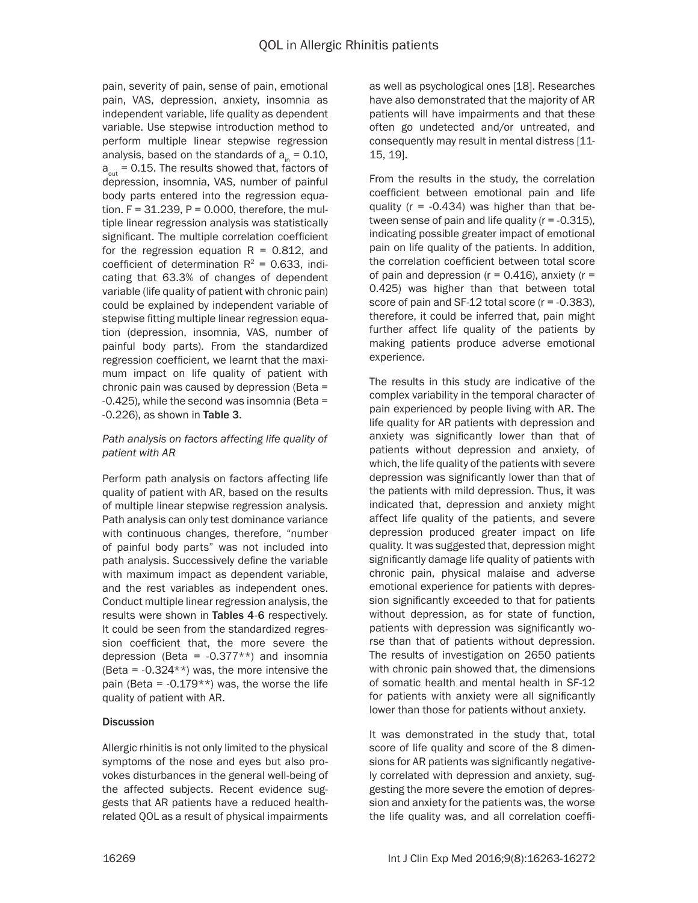pain, severity of pain, sense of pain, emotional pain, VAS, depression, anxiety, insomnia as independent variable, life quality as dependent variable. Use stepwise introduction method to perform multiple linear stepwise regression analysis, based on the standards of $a_{in}$ = 0.10, $a_{out}$ = 0.15. The results showed that, factors of depression, insomnia, VAS, number of painful body parts entered into the regression equation. F = 31.239, P = 0.000, therefore, the multiple linear regression analysis was statistically significant. The multiple correlation coefficient for the regression equation R = 0.812, and coefficient of determination $R^2$ = 0.633, indicating that 63.3% of changes of dependent variable (life quality of patient with chronic pain) could be explained by independent variable of stepwise fitting multiple linear regression equation (depression, insomnia, VAS, number of painful body parts). From the standardized regression coefficient, we learnt that the maximum impact on life quality of patient with chronic pain was caused by depression (Beta = -0.425), while the second was insomnia (Beta = -0.226), as shown in **Table 3**.

*Path analysis on factors affecting life quality of patient with AR*

Perform path analysis on factors affecting life quality of patient with AR, based on the results of multiple linear stepwise regression analysis. Path analysis can only test dominance variance with continuous changes, therefore, "number of painful body parts" was not included into path analysis. Successively define the variable with maximum impact as dependent variable, and the rest variables as independent ones. Conduct multiple linear regression analysis, the results were shown in **Tables 4**-**6** respectively. It could be seen from the standardized regression coefficient that, the more severe the depression (Beta = -0.377**) and insomnia (Beta = -0.324**) was, the more intensive the pain (Beta = -0.179**) was, the worse the life quality of patient with AR.

## Discussion

Allergic rhinitis is not only limited to the physical symptoms of the nose and eyes but also provokes disturbances in the general well-being of the affected subjects. Recent evidence suggests that AR patients have a reduced health-related QOL as a result of physical impairments as well as psychological ones [18]. Researches have also demonstrated that the majority of AR patients will have impairments and that these often go undetected and/or untreated, and consequently may result in mental distress [11-15, 19].

From the results in the study, the correlation coefficient between emotional pain and life quality (r = -0.434) was higher than that between sense of pain and life quality (r = -0.315), indicating possible greater impact of emotional pain on life quality of the patients. In addition, the correlation coefficient between total score of pain and depression (r = 0.416), anxiety (r = 0.425) was higher than that between total score of pain and SF-12 total score (r = -0.383), therefore, it could be inferred that, pain might further affect life quality of the patients by making patients produce adverse emotional experience.

The results in this study are indicative of the complex variability in the temporal character of pain experienced by people living with AR. The life quality for AR patients with depression and anxiety was significantly lower than that of patients without depression and anxiety, of which, the life quality of the patients with severe depression was significantly lower than that of the patients with mild depression. Thus, it was indicated that, depression and anxiety might affect life quality of the patients, and severe depression produced greater impact on life quality. It was suggested that, depression might significantly damage life quality of patients with chronic pain, physical malaise and adverse emotional experience for patients with depression significantly exceeded to that for patients without depression, as for state of function, patients with depression was significantly worse than that of patients without depression. The results of investigation on 2650 patients with chronic pain showed that, the dimensions of somatic health and mental health in SF-12 for patients with anxiety were all significantly lower than those for patients without anxiety.

It was demonstrated in the study that, total score of life quality and score of the 8 dimensions for AR patients was significantly negatively correlated with depression and anxiety, suggesting the more severe the emotion of depression and anxiety for the patients was, the worse the life quality was, and all correlation coeffi-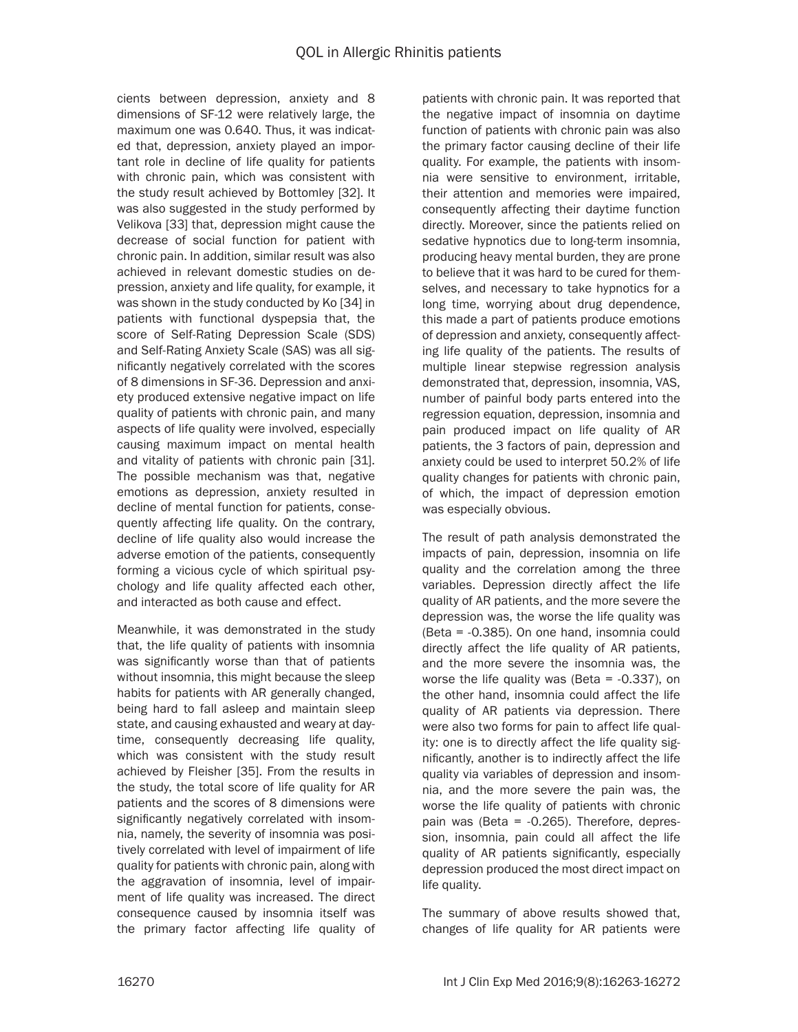cients between depression, anxiety and 8 dimensions of SF-12 were relatively large, the maximum one was 0.640. Thus, it was indicated that, depression, anxiety played an important role in decline of life quality for patients with chronic pain, which was consistent with the study result achieved by Bottomley [32]. It was also suggested in the study performed by Velikova [33] that, depression might cause the decrease of social function for patient with chronic pain. In addition, similar result was also achieved in relevant domestic studies on depression, anxiety and life quality, for example, it was shown in the study conducted by Ko [34] in patients with functional dyspepsia that, the score of Self-Rating Depression Scale (SDS) and Self-Rating Anxiety Scale (SAS) was all significantly negatively correlated with the scores of 8 dimensions in SF-36. Depression and anxiety produced extensive negative impact on life quality of patients with chronic pain, and many aspects of life quality were involved, especially causing maximum impact on mental health and vitality of patients with chronic pain [31]. The possible mechanism was that, negative emotions as depression, anxiety resulted in decline of mental function for patients, consequently affecting life quality. On the contrary, decline of life quality also would increase the adverse emotion of the patients, consequently forming a vicious cycle of which spiritual psychology and life quality affected each other, and interacted as both cause and effect.

Meanwhile, it was demonstrated in the study that, the life quality of patients with insomnia was significantly worse than that of patients without insomnia, this might because the sleep habits for patients with AR generally changed, being hard to fall asleep and maintain sleep state, and causing exhausted and weary at daytime, consequently decreasing life quality, which was consistent with the study result achieved by Fleisher [35]. From the results in the study, the total score of life quality for AR patients and the scores of 8 dimensions were significantly negatively correlated with insomnia, namely, the severity of insomnia was positively correlated with level of impairment of life quality for patients with chronic pain, along with the aggravation of insomnia, level of impairment of life quality was increased. The direct consequence caused by insomnia itself was the primary factor affecting life quality of patients with chronic pain. It was reported that the negative impact of insomnia on daytime function of patients with chronic pain was also the primary factor causing decline of their life quality. For example, the patients with insomnia were sensitive to environment, irritable, their attention and memories were impaired, consequently affecting their daytime function directly. Moreover, since the patients relied on sedative hypnotics due to long-term insomnia, producing heavy mental burden, they are prone to believe that it was hard to be cured for themselves, and necessary to take hypnotics for a long time, worrying about drug dependence, this made a part of patients produce emotions of depression and anxiety, consequently affecting life quality of the patients. The results of multiple linear stepwise regression analysis demonstrated that, depression, insomnia, VAS, number of painful body parts entered into the regression equation, depression, insomnia and pain produced impact on life quality of AR patients, the 3 factors of pain, depression and anxiety could be used to interpret 50.2% of life quality changes for patients with chronic pain, of which, the impact of depression emotion was especially obvious.

The result of path analysis demonstrated the impacts of pain, depression, insomnia on life quality and the correlation among the three variables. Depression directly affect the life quality of AR patients, and the more severe the depression was, the worse the life quality was (Beta = -0.385). On one hand, insomnia could directly affect the life quality of AR patients, and the more severe the insomnia was, the worse the life quality was (Beta = -0.337), on the other hand, insomnia could affect the life quality of AR patients via depression. There were also two forms for pain to affect life quality: one is to directly affect the life quality significantly, another is to indirectly affect the life quality via variables of depression and insomnia, and the more severe the pain was, the worse the life quality of patients with chronic pain was (Beta = -0.265). Therefore, depression, insomnia, pain could all affect the life quality of AR patients significantly, especially depression produced the most direct impact on life quality.

The summary of above results showed that, changes of life quality for AR patients were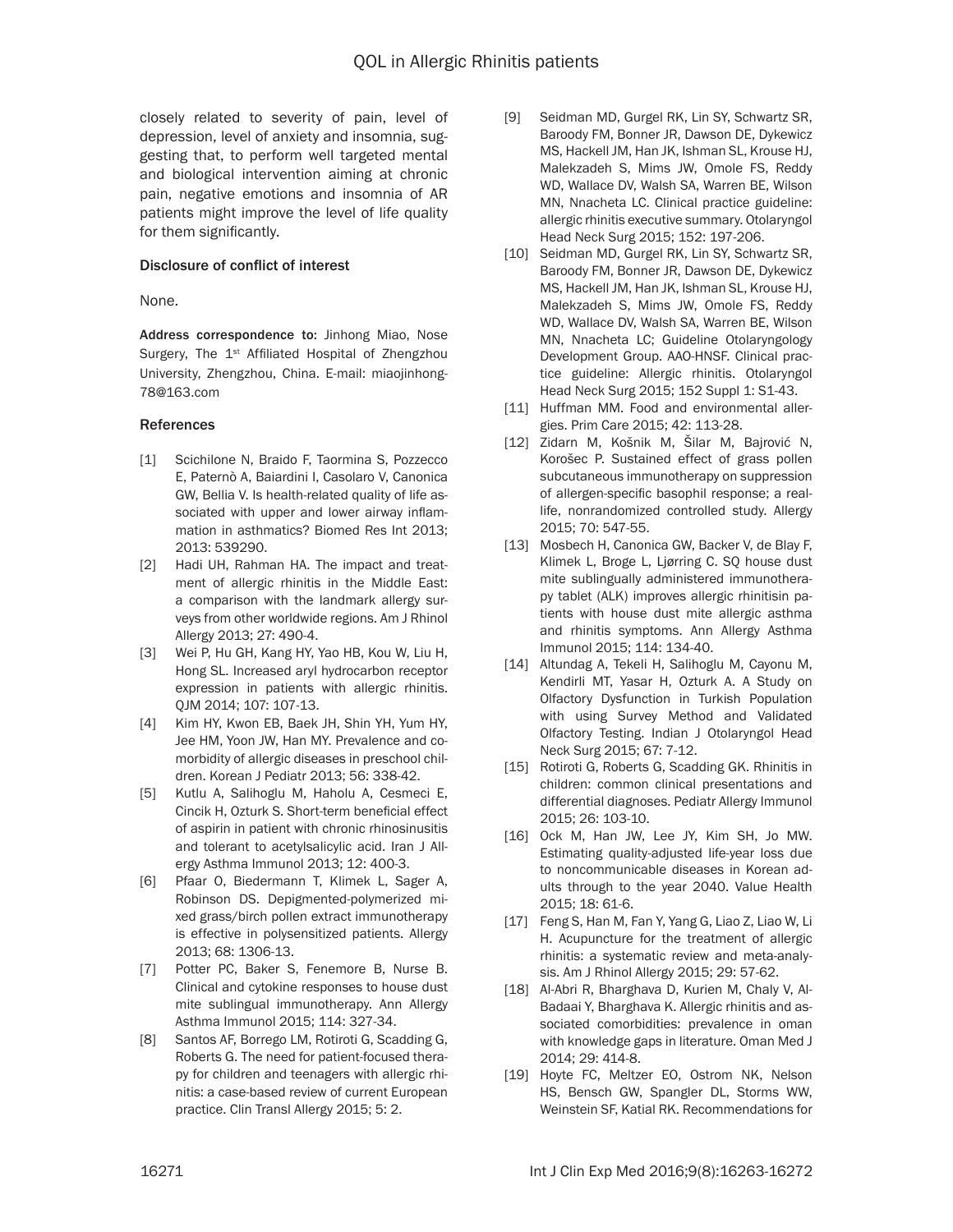closely related to severity of pain, level of depression, level of anxiety and insomnia, suggesting that, to perform well targeted mental and biological intervention aiming at chronic pain, negative emotions and insomnia of AR patients might improve the level of life quality for them significantly.

### Disclosure of conflict of interest

None.

**Address correspondence to:** Jinhong Miao, Nose Surgery, The 1st Affiliated Hospital of Zhengzhou University, Zhengzhou, China. E-mail: miaojinhong-78@163.com

### References

[1] Scichilone N, Braido F, Taormina S, Pozzecco E, Paternò A, Baiardini I, Casolaro V, Canonica GW, Bellia V. Is health-related quality of life associated with upper and lower airway inflammation in asthmatics? Biomed Res Int 2013; 2013: 539290.

[2] Hadi UH, Rahman HA. The impact and treatment of allergic rhinitis in the Middle East: a comparison with the landmark allergy surveys from other worldwide regions. Am J Rhinol Allergy 2013; 27: 490-4.

[3] Wei P, Hu GH, Kang HY, Yao HB, Kou W, Liu H, Hong SL. Increased aryl hydrocarbon receptor expression in patients with allergic rhinitis. QJM 2014; 107: 107-13.

[4] Kim HY, Kwon EB, Baek JH, Shin YH, Yum HY, Jee HM, Yoon JW, Han MY. Prevalence and comorbidity of allergic diseases in preschool children. Korean J Pediatr 2013; 56: 338-42.

[5] Kutlu A, Salihoglu M, Haholu A, Cesmeci E, Cincik H, Ozturk S. Short-term beneficial effect of aspirin in patient with chronic rhinosinusitis and tolerant to acetylsalicylic acid. Iran J Allergy Asthma Immunol 2013; 12: 400-3.

[6] Pfaar O, Biedermann T, Klimek L, Sager A, Robinson DS. Depigmented-polymerized mixed grass/birch pollen extract immunotherapy is effective in polysensitized patients. Allergy 2013; 68: 1306-13.

[7] Potter PC, Baker S, Fenemore B, Nurse B. Clinical and cytokine responses to house dust mite sublingual immunotherapy. Ann Allergy Asthma Immunol 2015; 114: 327-34.

[8] Santos AF, Borrego LM, Rotiroti G, Scadding G, Roberts G. The need for patient-focused therapy for children and teenagers with allergic rhinitis: a case-based review of current European practice. Clin Transl Allergy 2015; 5: 2.

[9] Seidman MD, Gurgel RK, Lin SY, Schwartz SR, Baroody FM, Bonner JR, Dawson DE, Dykewicz MS, Hackell JM, Han JK, Ishman SL, Krouse HJ, Malekzadeh S, Mims JW, Omole FS, Reddy WD, Wallace DV, Walsh SA, Warren BE, Wilson MN, Nnacheta LC. Clinical practice guideline: allergic rhinitis executive summary. Otolaryngol Head Neck Surg 2015; 152: 197-206.

[10] Seidman MD, Gurgel RK, Lin SY, Schwartz SR, Baroody FM, Bonner JR, Dawson DE, Dykewicz MS, Hackell JM, Han JK, Ishman SL, Krouse HJ, Malekzadeh S, Mims JW, Omole FS, Reddy WD, Wallace DV, Walsh SA, Warren BE, Wilson MN, Nnacheta LC; Guideline Otolaryngology Development Group. AAO-HNSF. Clinical practice guideline: Allergic rhinitis. Otolaryngol Head Neck Surg 2015; 152 Suppl 1: S1-43.

[11] Huffman MM. Food and environmental allergies. Prim Care 2015; 42: 113-28.

[12] Zidarn M, Košnik M, Šilar M, Bajrović N, Korošec P. Sustained effect of grass pollen subcutaneous immunotherapy on suppression of allergen-specific basophil response; a real-life, nonrandomized controlled study. Allergy 2015; 70: 547-55.

[13] Mosbech H, Canonica GW, Backer V, de Blay F, Klimek L, Broge L, Ljørring C. SQ house dust mite sublingually administered immunotherapy tablet (ALK) improves allergic rhinitisin patients with house dust mite allergic asthma and rhinitis symptoms. Ann Allergy Asthma Immunol 2015; 114: 134-40.

[14] Altundag A, Tekeli H, Salihoglu M, Cayonu M, Kendirli MT, Yasar H, Ozturk A. A Study on Olfactory Dysfunction in Turkish Population with using Survey Method and Validated Olfactory Testing. Indian J Otolaryngol Head Neck Surg 2015; 67: 7-12.

[15] Rotiroti G, Roberts G, Scadding GK. Rhinitis in children: common clinical presentations and differential diagnoses. Pediatr Allergy Immunol 2015; 26: 103-10.

[16] Ock M, Han JW, Lee JY, Kim SH, Jo MW. Estimating quality-adjusted life-year loss due to noncommunicable diseases in Korean adults through to the year 2040. Value Health 2015; 18: 61-6.

[17] Feng S, Han M, Fan Y, Yang G, Liao Z, Liao W, Li H. Acupuncture for the treatment of allergic rhinitis: a systematic review and meta-analysis. Am J Rhinol Allergy 2015; 29: 57-62.

[18] Al-Abri R, Bharghava D, Kurien M, Chaly V, Al-Badaai Y, Bharghava K. Allergic rhinitis and associated comorbidities: prevalence in oman with knowledge gaps in literature. Oman Med J 2014; 29: 414-8.

[19] Hoyte FC, Meltzer EO, Ostrom NK, Nelson HS, Bensch GW, Spangler DL, Storms WW, Weinstein SF, Katial RK. Recommendations for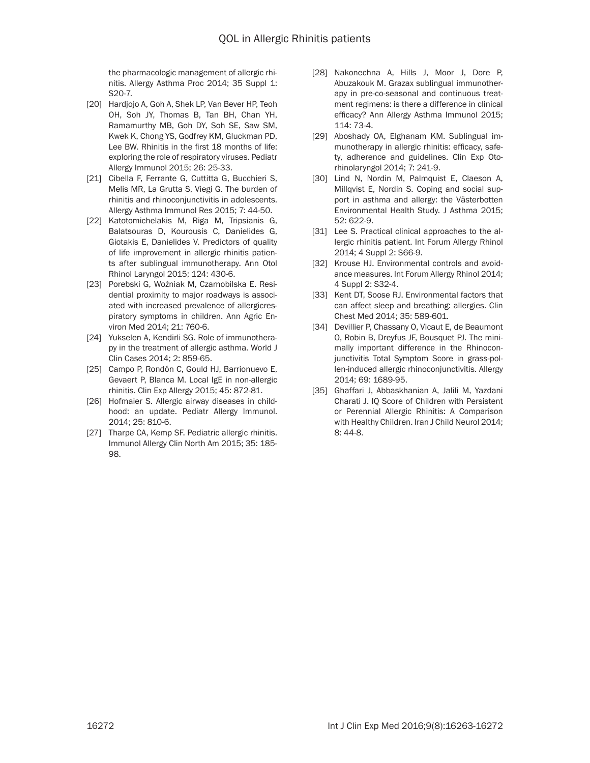the pharmacologic management of allergic rhinitis. Allergy Asthma Proc 2014; 35 Suppl 1: S20-7.

[20] Hardjojo A, Goh A, Shek LP, Van Bever HP, Teoh OH, Soh JY, Thomas B, Tan BH, Chan YH, Ramamurthy MB, Goh DY, Soh SE, Saw SM, Kwek K, Chong YS, Godfrey KM, Gluckman PD, Lee BW. Rhinitis in the first 18 months of life: exploring the role of respiratory viruses. Pediatr Allergy Immunol 2015; 26: 25-33.

[21] Cibella F, Ferrante G, Cuttitta G, Bucchieri S, Melis MR, La Grutta S, Viegi G. The burden of rhinitis and rhinoconjunctivitis in adolescents. Allergy Asthma Immunol Res 2015; 7: 44-50.

[22] Katotomichelakis M, Riga M, Tripsianis G, Balatsouras D, Kourousis C, Danielides G, Giotakis E, Danielides V. Predictors of quality of life improvement in allergic rhinitis patients after sublingual immunotherapy. Ann Otol Rhinol Laryngol 2015; 124: 430-6.

[23] Porebski G, Woźniak M, Czarnobilska E. Residential proximity to major roadways is associated with increased prevalence of allergicrespiratory symptoms in children. Ann Agric Environ Med 2014; 21: 760-6.

[24] Yukselen A, Kendirli SG. Role of immunotherapy in the treatment of allergic asthma. World J Clin Cases 2014; 2: 859-65.

[25] Campo P, Rondón C, Gould HJ, Barrionuevo E, Gevaert P, Blanca M. Local IgE in non-allergic rhinitis. Clin Exp Allergy 2015; 45: 872-81.

[26] Hofmaier S. Allergic airway diseases in childhood: an update. Pediatr Allergy Immunol. 2014; 25: 810-6.

[27] Tharpe CA, Kemp SF. Pediatric allergic rhinitis. Immunol Allergy Clin North Am 2015; 35: 185-98.

[28] Nakonechna A, Hills J, Moor J, Dore P, Abuzakouk M. Grazax sublingual immunotherapy in pre-co-seasonal and continuous treatment regimens: is there a difference in clinical efficacy? Ann Allergy Asthma Immunol 2015; 114: 73-4.

[29] Aboshady OA, Elghanam KM. Sublingual immunotherapy in allergic rhinitis: efficacy, safety, adherence and guidelines. Clin Exp Otorhinolaryngol 2014; 7: 241-9.

[30] Lind N, Nordin M, Palmquist E, Claeson A, Millqvist E, Nordin S. Coping and social support in asthma and allergy: the Västerbotten Environmental Health Study. J Asthma 2015; 52: 622-9.

[31] Lee S. Practical clinical approaches to the allergic rhinitis patient. Int Forum Allergy Rhinol 2014; 4 Suppl 2: S66-9.

[32] Krouse HJ. Environmental controls and avoidance measures. Int Forum Allergy Rhinol 2014; 4 Suppl 2: S32-4.

[33] Kent DT, Soose RJ. Environmental factors that can affect sleep and breathing: allergies. Clin Chest Med 2014; 35: 589-601.

[34] Devillier P, Chassany O, Vicaut E, de Beaumont O, Robin B, Dreyfus JF, Bousquet PJ. The minimally important difference in the Rhinoconjunctivitis Total Symptom Score in grass-pollen-induced allergic rhinoconjunctivitis. Allergy 2014; 69: 1689-95.

[35] Ghaffari J, Abbaskhanian A, Jalili M, Yazdani Charati J. IQ Score of Children with Persistent or Perennial Allergic Rhinitis: A Comparison with Healthy Children. Iran J Child Neurol 2014; 8: 44-8.